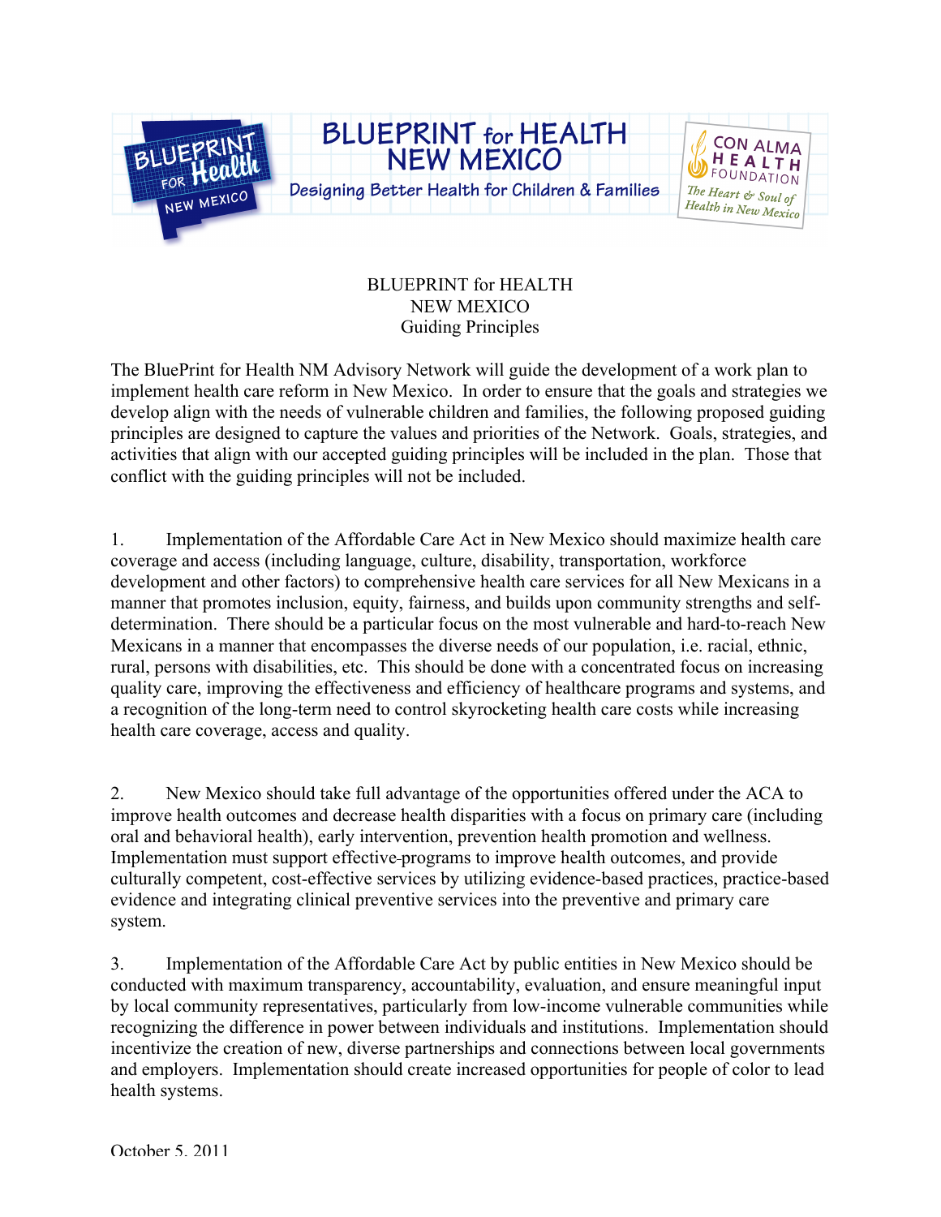# BLUEPRINT for HEALTH NEW MEXICO

Designing Better Health for Children & Families

CON ALMA HEALTH FOUNDATION

*The Heart & Soul of Health in New Mexico*

## BLUEPRINT for HEALTH
## NEW MEXICO
## Guiding Principles

The BluePrint for Health NM Advisory Network will guide the development of a work plan to implement health care reform in New Mexico. In order to ensure that the goals and strategies we develop align with the needs of vulnerable children and families, the following proposed guiding principles are designed to capture the values and priorities of the Network. Goals, strategies, and activities that align with our accepted guiding principles will be included in the plan. Those that conflict with the guiding principles will not be included.

1. Implementation of the Affordable Care Act in New Mexico should maximize health care coverage and access (including language, culture, disability, transportation, workforce development and other factors) to comprehensive health care services for all New Mexicans in a manner that promotes inclusion, equity, fairness, and builds upon community strengths and self-determination. There should be a particular focus on the most vulnerable and hard-to-reach New Mexicans in a manner that encompasses the diverse needs of our population, i.e. racial, ethnic, rural, persons with disabilities, etc. This should be done with a concentrated focus on increasing quality care, improving the effectiveness and efficiency of healthcare programs and systems, and a recognition of the long-term need to control skyrocketing health care costs while increasing health care coverage, access and quality.

2. New Mexico should take full advantage of the opportunities offered under the ACA to improve health outcomes and decrease health disparities with a focus on primary care (including oral and behavioral health), early intervention, prevention health promotion and wellness. Implementation must support effective programs to improve health outcomes, and provide culturally competent, cost-effective services by utilizing evidence-based practices, practice-based evidence and integrating clinical preventive services into the preventive and primary care system.

3. Implementation of the Affordable Care Act by public entities in New Mexico should be conducted with maximum transparency, accountability, evaluation, and ensure meaningful input by local community representatives, particularly from low-income vulnerable communities while recognizing the difference in power between individuals and institutions. Implementation should incentivize the creation of new, diverse partnerships and connections between local governments and employers. Implementation should create increased opportunities for people of color to lead health systems.

October 5, 2011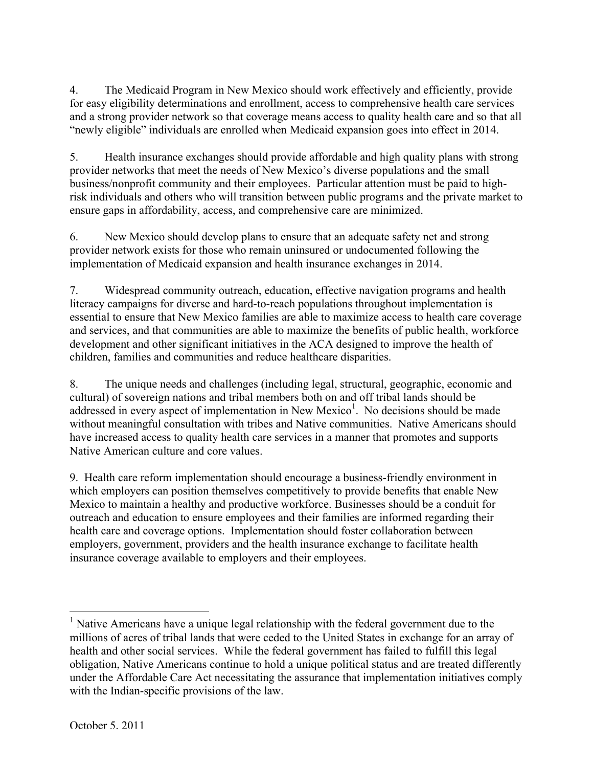4. The Medicaid Program in New Mexico should work effectively and efficiently, provide for easy eligibility determinations and enrollment, access to comprehensive health care services and a strong provider network so that coverage means access to quality health care and so that all "newly eligible" individuals are enrolled when Medicaid expansion goes into effect in 2014.

5. Health insurance exchanges should provide affordable and high quality plans with strong provider networks that meet the needs of New Mexico's diverse populations and the small business/nonprofit community and their employees. Particular attention must be paid to high-risk individuals and others who will transition between public programs and the private market to ensure gaps in affordability, access, and comprehensive care are minimized.

6. New Mexico should develop plans to ensure that an adequate safety net and strong provider network exists for those who remain uninsured or undocumented following the implementation of Medicaid expansion and health insurance exchanges in 2014.

7. Widespread community outreach, education, effective navigation programs and health literacy campaigns for diverse and hard-to-reach populations throughout implementation is essential to ensure that New Mexico families are able to maximize access to health care coverage and services, and that communities are able to maximize the benefits of public health, workforce development and other significant initiatives in the ACA designed to improve the health of children, families and communities and reduce healthcare disparities.

8. The unique needs and challenges (including legal, structural, geographic, economic and cultural) of sovereign nations and tribal members both on and off tribal lands should be addressed in every aspect of implementation in New Mexico[1]. No decisions should be made without meaningful consultation with tribes and Native communities. Native Americans should have increased access to quality health care services in a manner that promotes and supports Native American culture and core values.

9. Health care reform implementation should encourage a business-friendly environment in which employers can position themselves competitively to provide benefits that enable New Mexico to maintain a healthy and productive workforce. Businesses should be a conduit for outreach and education to ensure employees and their families are informed regarding their health care and coverage options. Implementation should foster collaboration between employers, government, providers and the health insurance exchange to facilitate health insurance coverage available to employers and their employees.

---

[1] Native Americans have a unique legal relationship with the federal government due to the millions of acres of tribal lands that were ceded to the United States in exchange for an array of health and other social services. While the federal government has failed to fulfill this legal obligation, Native Americans continue to hold a unique political status and are treated differently under the Affordable Care Act necessitating the assurance that implementation initiatives comply with the Indian-specific provisions of the law.

October 5, 2011